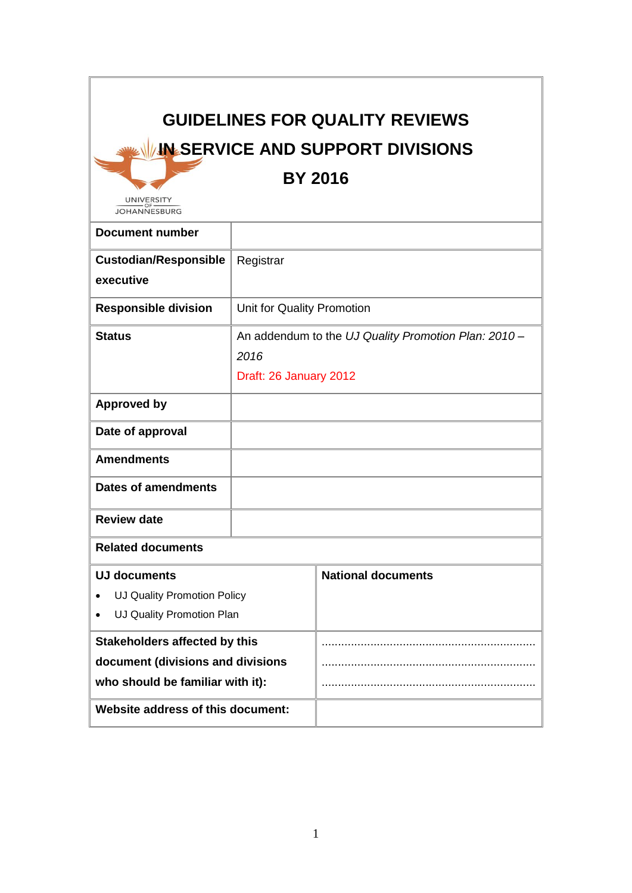# GUIDELINES FOR QUALITY REVIEWS IN SERVICE AND SUPPORT DIVISIONS BY 2016

UNIVERSITY OF JOHANNESBURG

| | |
|---|---|
| **Document number** | |
| **Custodian/Responsible executive** | Registrar |
| **Responsible division** | Unit for Quality Promotion |
| **Status** | An addendum to the *UJ Quality Promotion Plan: 2010 – 2016*<br>Draft: 26 January 2012 |
| **Approved by** | |
| **Date of approval** | |
| **Amendments** | |
| **Dates of amendments** | |
| **Review date** | |

| **Related documents** | |
|---|---|
| **UJ documents**<br>• UJ Quality Promotion Policy<br>• UJ Quality Promotion Plan | **National documents** |
| **Stakeholders affected by this document (divisions and divisions who should be familiar with it):** | ................................................................<br>................................................................<br>................................................................ |
| **Website address of this document:** | |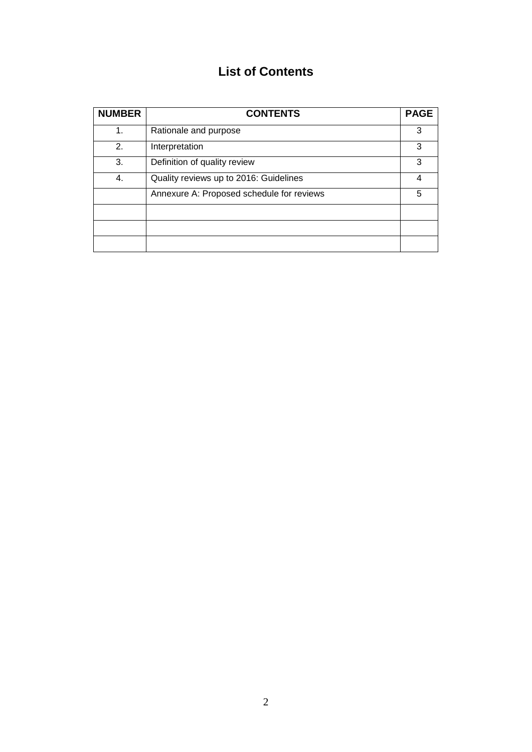# List of Contents

| NUMBER | CONTENTS | PAGE |
|---|---|---|
| 1. | Rationale and purpose | 3 |
| 2. | Interpretation | 3 |
| 3. | Definition of quality review | 3 |
| 4. | Quality reviews up to 2016: Guidelines | 4 |
| | Annexure A: Proposed schedule for reviews | 5 |
| | | |
| | | |
| | | |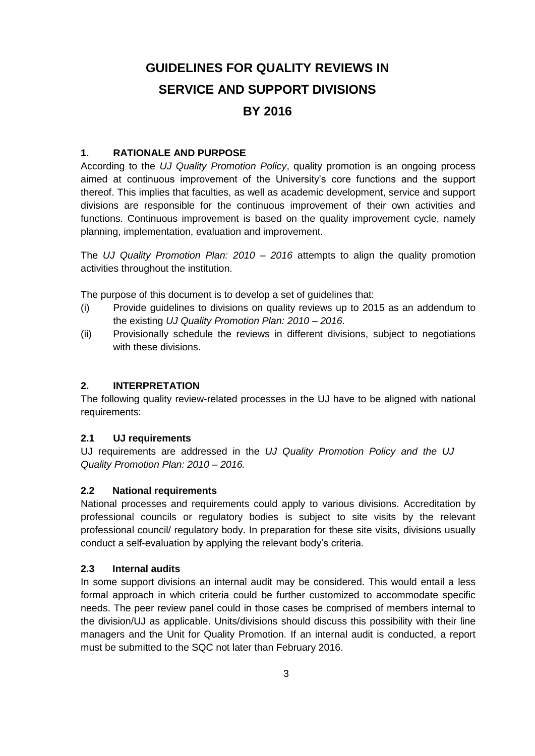# GUIDELINES FOR QUALITY REVIEWS IN SERVICE AND SUPPORT DIVISIONS BY 2016

## 1. RATIONALE AND PURPOSE

According to the *UJ Quality Promotion Policy*, quality promotion is an ongoing process aimed at continuous improvement of the University's core functions and the support thereof. This implies that faculties, as well as academic development, service and support divisions are responsible for the continuous improvement of their own activities and functions. Continuous improvement is based on the quality improvement cycle, namely planning, implementation, evaluation and improvement.

The *UJ Quality Promotion Plan: 2010 – 2016* attempts to align the quality promotion activities throughout the institution.

The purpose of this document is to develop a set of guidelines that:

(i) Provide guidelines to divisions on quality reviews up to 2015 as an addendum to the existing *UJ Quality Promotion Plan: 2010 – 2016*.

(ii) Provisionally schedule the reviews in different divisions, subject to negotiations with these divisions.

## 2. INTERPRETATION

The following quality review-related processes in the UJ have to be aligned with national requirements:

### 2.1 UJ requirements

UJ requirements are addressed in the *UJ Quality Promotion Policy and the UJ Quality Promotion Plan: 2010 – 2016.*

### 2.2 National requirements

National processes and requirements could apply to various divisions. Accreditation by professional councils or regulatory bodies is subject to site visits by the relevant professional council/ regulatory body. In preparation for these site visits, divisions usually conduct a self-evaluation by applying the relevant body's criteria.

### 2.3 Internal audits

In some support divisions an internal audit may be considered. This would entail a less formal approach in which criteria could be further customized to accommodate specific needs. The peer review panel could in those cases be comprised of members internal to the division/UJ as applicable. Units/divisions should discuss this possibility with their line managers and the Unit for Quality Promotion. If an internal audit is conducted, a report must be submitted to the SQC not later than February 2016.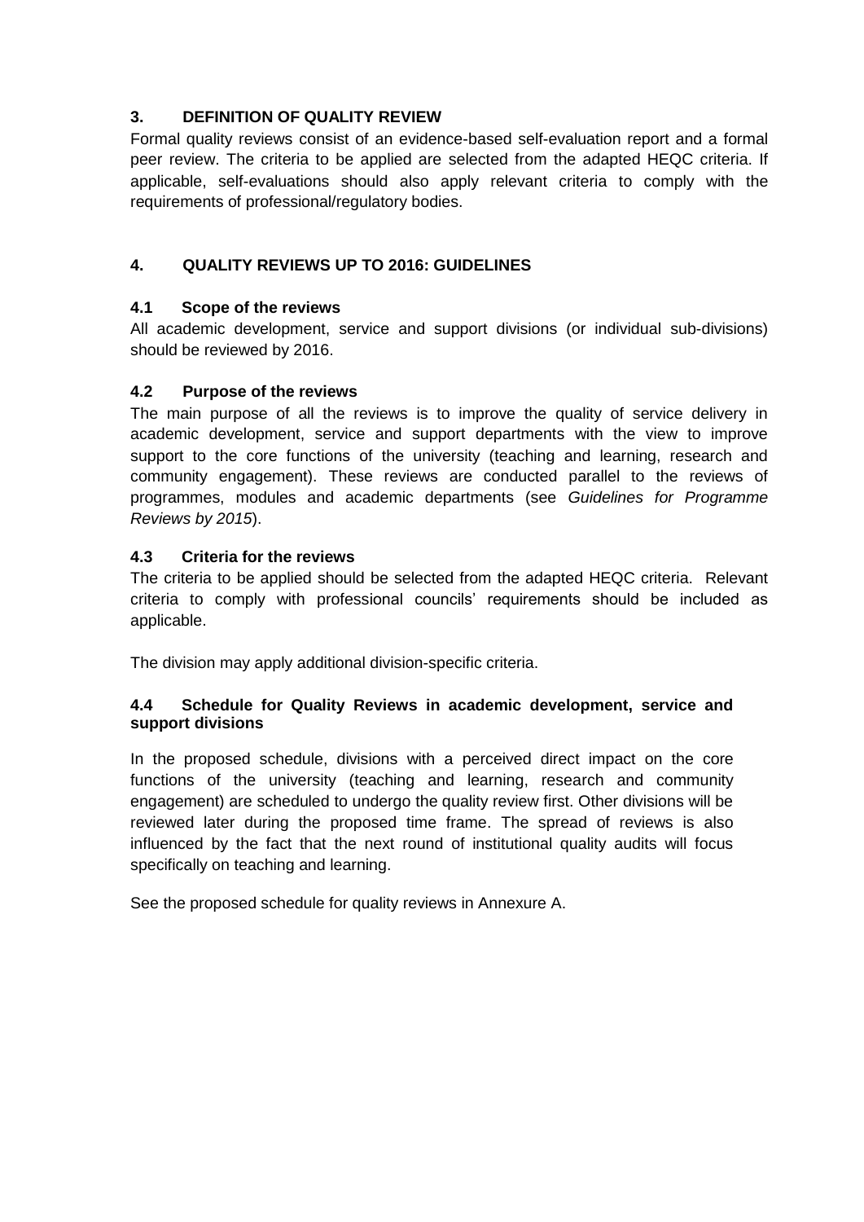## 3. DEFINITION OF QUALITY REVIEW

Formal quality reviews consist of an evidence-based self-evaluation report and a formal peer review. The criteria to be applied are selected from the adapted HEQC criteria. If applicable, self-evaluations should also apply relevant criteria to comply with the requirements of professional/regulatory bodies.

## 4. QUALITY REVIEWS UP TO 2016: GUIDELINES

### 4.1 Scope of the reviews

All academic development, service and support divisions (or individual sub-divisions) should be reviewed by 2016.

### 4.2 Purpose of the reviews

The main purpose of all the reviews is to improve the quality of service delivery in academic development, service and support departments with the view to improve support to the core functions of the university (teaching and learning, research and community engagement). These reviews are conducted parallel to the reviews of programmes, modules and academic departments (see *Guidelines for Programme Reviews by 2015*).

### 4.3 Criteria for the reviews

The criteria to be applied should be selected from the adapted HEQC criteria. Relevant criteria to comply with professional councils' requirements should be included as applicable.

The division may apply additional division-specific criteria.

### 4.4 Schedule for Quality Reviews in academic development, service and support divisions

In the proposed schedule, divisions with a perceived direct impact on the core functions of the university (teaching and learning, research and community engagement) are scheduled to undergo the quality review first. Other divisions will be reviewed later during the proposed time frame. The spread of reviews is also influenced by the fact that the next round of institutional quality audits will focus specifically on teaching and learning.

See the proposed schedule for quality reviews in Annexure A.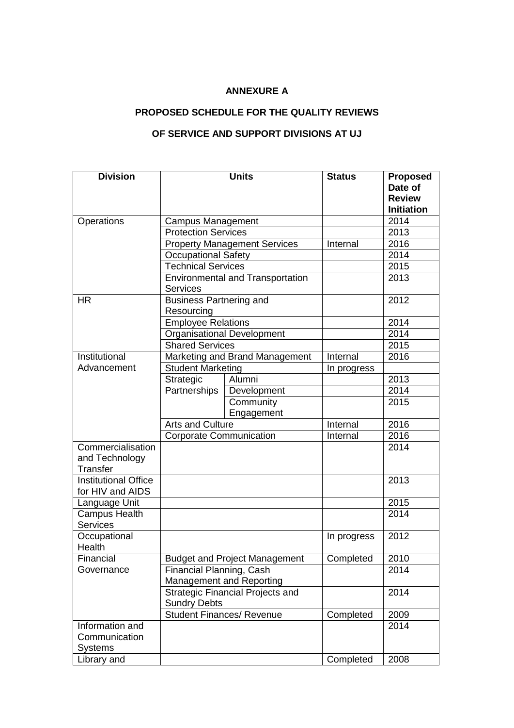**ANNEXURE A**

**PROPOSED SCHEDULE FOR THE QUALITY REVIEWS**

**OF SERVICE AND SUPPORT DIVISIONS AT UJ**

| Division | Units | | Status | Proposed Date of Review Initiation |
|---|---|---|---|---|
| Operations | Campus Management | | | 2014 |
| | Protection Services | | | 2013 |
| | Property Management Services | | Internal | 2016 |
| | Occupational Safety | | | 2014 |
| | Technical Services | | | 2015 |
| | Environmental and Transportation Services | | | 2013 |
| HR | Business Partnering and Resourcing | | | 2012 |
| | Employee Relations | | | 2014 |
| | Organisational Development | | | 2014 |
| | Shared Services | | | 2015 |
| Institutional Advancement | Marketing and Brand Management | | Internal | 2016 |
| | Student Marketing | | In progress | |
| | Strategic Partnerships | Alumni | | 2013 |
| | | Development | | 2014 |
| | | Community Engagement | | 2015 |
| | Arts and Culture | | Internal | 2016 |
| | Corporate Communication | | Internal | 2016 |
| Commercialisation and Technology Transfer | | | | 2014 |
| Institutional Office for HIV and AIDS | | | | 2013 |
| Language Unit | | | | 2015 |
| Campus Health Services | | | | 2014 |
| Occupational Health | | | In progress | 2012 |
| Financial Governance | Budget and Project Management | | Completed | 2010 |
| | Financial Planning, Cash Management and Reporting | | | 2014 |
| | Strategic Financial Projects and Sundry Debts | | | 2014 |
| | Student Finances/ Revenue | | Completed | 2009 |
| Information and Communication Systems | | | | 2014 |
| Library and | | | Completed | 2008 |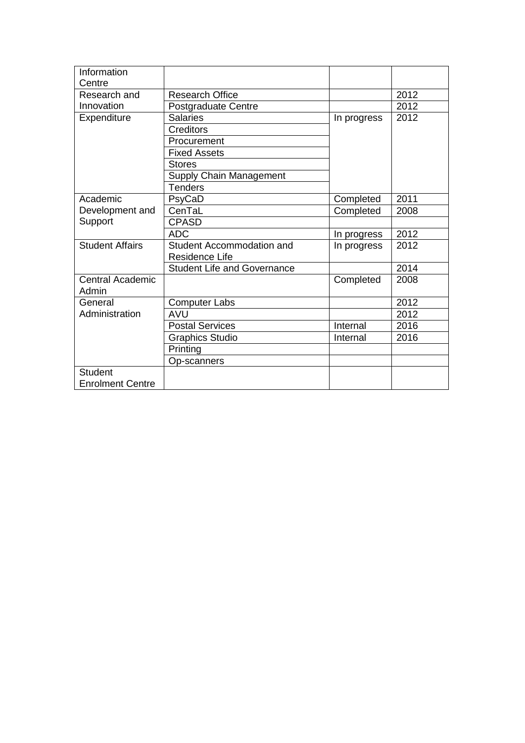| | | | |
|---|---|---|---|
| Information Centre | | | |
| Research and Innovation | Research Office | | 2012 |
| | Postgraduate Centre | | 2012 |
| Expenditure | Salaries | In progress | 2012 |
| | Creditors | | |
| | Procurement | | |
| | Fixed Assets | | |
| | Stores | | |
| | Supply Chain Management | | |
| | Tenders | | |
| Academic Development and Support | PsyCaD | Completed | 2011 |
| | CenTaL | Completed | 2008 |
| | CPASD | | |
| | ADC | In progress | 2012 |
| Student Affairs | Student Accommodation and Residence Life | In progress | 2012 |
| | Student Life and Governance | | 2014 |
| Central Academic Admin | | Completed | 2008 |
| General Administration | Computer Labs | | 2012 |
| | AVU | | 2012 |
| | Postal Services | Internal | 2016 |
| | Graphics Studio | Internal | 2016 |
| | Printing | | |
| | Op-scanners | | |
| Student Enrolment Centre | | | |